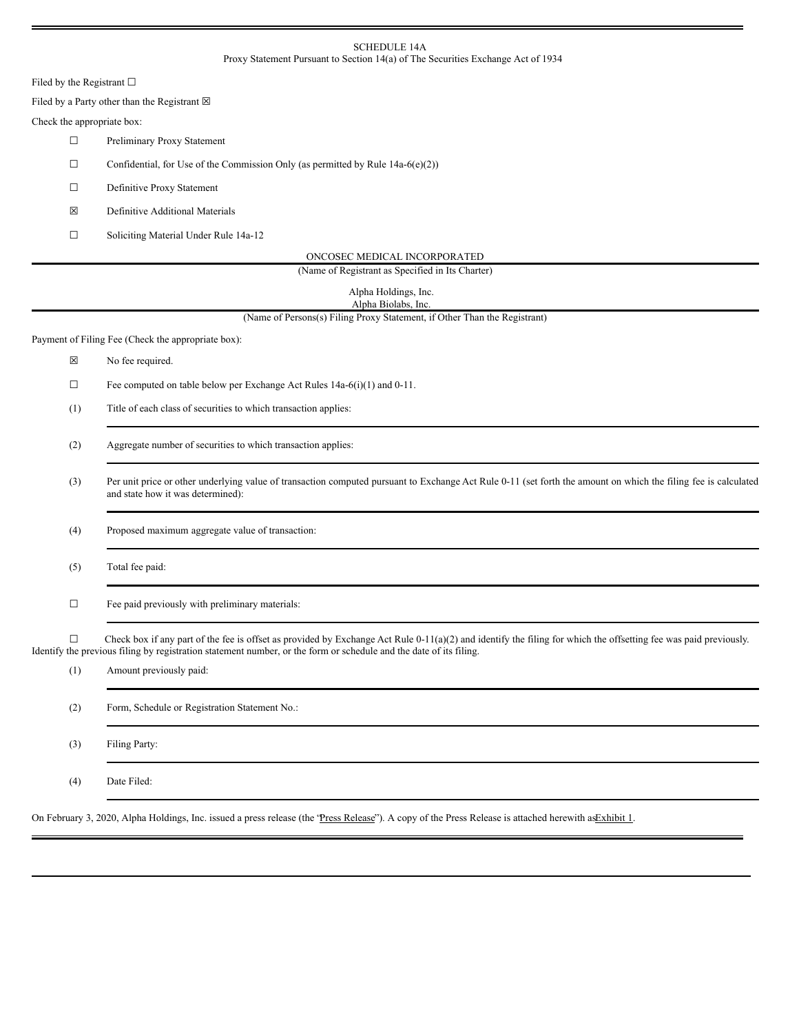SCHEDULE 14A

Proxy Statement Pursuant to Section 14(a) of The Securities Exchange Act of 1934

Filed by the Registrant ☐

Filed by a Party other than the Registrant ☒

Check the appropriate box:

☐ Preliminary Proxy Statement

☐ Confidential, for Use of the Commission Only (as permitted by Rule 14a-6(e)(2))

☐ Definitive Proxy Statement

☒ Definitive Additional Materials

☐ Soliciting Material Under Rule 14a-12

ONCOSEC MEDICAL INCORPORATED

(Name of Registrant as Specified in Its Charter)

Alpha Holdings, Inc.
Alpha Biolabs, Inc.

(Name of Persons(s) Filing Proxy Statement, if Other Than the Registrant)

Payment of Filing Fee (Check the appropriate box):

☒ No fee required.

☐ Fee computed on table below per Exchange Act Rules 14a-6(i)(1) and 0-11.

(1) Title of each class of securities to which transaction applies:

(2) Aggregate number of securities to which transaction applies:

(3) Per unit price or other underlying value of transaction computed pursuant to Exchange Act Rule 0-11 (set forth the amount on which the filing fee is calculated and state how it was determined):

(4) Proposed maximum aggregate value of transaction:

(5) Total fee paid:

☐ Fee paid previously with preliminary materials:

☐ Check box if any part of the fee is offset as provided by Exchange Act Rule 0-11(a)(2) and identify the filing for which the offsetting fee was paid previously. Identify the previous filing by registration statement number, or the form or schedule and the date of its filing.

(1) Amount previously paid:

(2) Form, Schedule or Registration Statement No.:

(3) Filing Party:

(4) Date Filed:

On February 3, 2020, Alpha Holdings, Inc. issued a press release (the "Press Release"). A copy of the Press Release is attached herewith as Exhibit 1.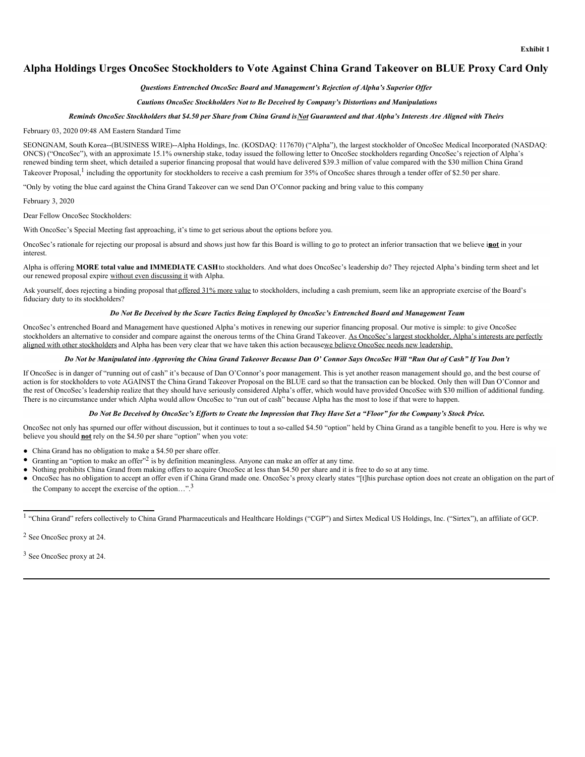**Exhibit 1**

# Alpha Holdings Urges OncoSec Stockholders to Vote Against China Grand Takeover on BLUE Proxy Card Only

***Questions Entrenched OncoSec Board and Management's Rejection of Alpha's Superior Offer***

***Cautions OncoSec Stockholders Not to Be Deceived by Company's Distortions and Manipulations***

***Reminds OncoSec Stockholders that $4.50 per Share from China Grand is <u>Not</u> Guaranteed and that Alpha's Interests Are Aligned with Theirs***

February 03, 2020 09:48 AM Eastern Standard Time

SEONGNAM, South Korea--(BUSINESS WIRE)--Alpha Holdings, Inc. (KOSDAQ: 117670) ("Alpha"), the largest stockholder of OncoSec Medical Incorporated (NASDAQ: ONCS) ("OncoSec"), with an approximate 15.1% ownership stake, today issued the following letter to OncoSec stockholders regarding OncoSec's rejection of Alpha's renewed binding term sheet, which detailed a superior financing proposal that would have delivered $39.3 million of value compared with the $30 million China Grand Takeover Proposal,[1] including the opportunity for stockholders to receive a cash premium for 35% of OncoSec shares through a tender offer of $2.50 per share.

"Only by voting the blue card against the China Grand Takeover can we send Dan O'Connor packing and bring value to this company

February 3, 2020

Dear Fellow OncoSec Stockholders:

With OncoSec's Special Meeting fast approaching, it's time to get serious about the options before you.

OncoSec's rationale for rejecting our proposal is absurd and shows just how far this Board is willing to go to protect an inferior transaction that we believe is **<u>not</u>** in your interest.

Alpha is offering **MORE total value and IMMEDIATE CASH** to stockholders. And what does OncoSec's leadership do? They rejected Alpha's binding term sheet and let our renewed proposal expire <u>without even discussing it</u> with Alpha.

Ask yourself, does rejecting a binding proposal that <u>offered 31% more value</u> to stockholders, including a cash premium, seem like an appropriate exercise of the Board's fiduciary duty to its stockholders?

***Do Not Be Deceived by the Scare Tactics Being Employed by OncoSec's Entrenched Board and Management Team***

OncoSec's entrenched Board and Management have questioned Alpha's motives in renewing our superior financing proposal. Our motive is simple: to give OncoSec stockholders an alternative to consider and compare against the onerous terms of the China Grand Takeover. <u>As OncoSec's largest stockholder, Alpha's interests are perfectly aligned with other stockholders</u> and Alpha has been very clear that we have taken this action because <u>we believe OncoSec needs new leadership.</u>

***Do Not be Manipulated into Approving the China Grand Takeover Because Dan O' Connor Says OncoSec Will "Run Out of Cash" If You Don't***

If OncoSec is in danger of "running out of cash" it's because of Dan O'Connor's poor management. This is yet another reason management should go, and the best course of action is for stockholders to vote AGAINST the China Grand Takeover Proposal on the BLUE card so that the transaction can be blocked. Only then will Dan O'Connor and the rest of OncoSec's leadership realize that they should have seriously considered Alpha's offer, which would have provided OncoSec with $30 million of additional funding. There is no circumstance under which Alpha would allow OncoSec to "run out of cash" because Alpha has the most to lose if that were to happen.

***Do Not Be Deceived by OncoSec's Efforts to Create the Impression that They Have Set a "Floor" for the Company's Stock Price.***

OncoSec not only has spurned our offer without discussion, but it continues to tout a so-called $4.50 "option" held by China Grand as a tangible benefit to you. Here is why we believe you should **<u>not</u>** rely on the $4.50 per share "option" when you vote:

- China Grand has no obligation to make a $4.50 per share offer.
- Granting an "option to make an offer"[2] is by definition meaningless. Anyone can make an offer at any time.
- Nothing prohibits China Grand from making offers to acquire OncoSec at less than $4.50 per share and it is free to do so at any time.
- OncoSec has no obligation to accept an offer even if China Grand made one. OncoSec's proxy clearly states "[t]his purchase option does not create an obligation on the part of the Company to accept the exercise of the option…".[3]

---

[1] "China Grand" refers collectively to China Grand Pharmaceuticals and Healthcare Holdings ("CGP") and Sirtex Medical US Holdings, Inc. ("Sirtex"), an affiliate of GCP.

[2] See OncoSec proxy at 24.

[3] See OncoSec proxy at 24.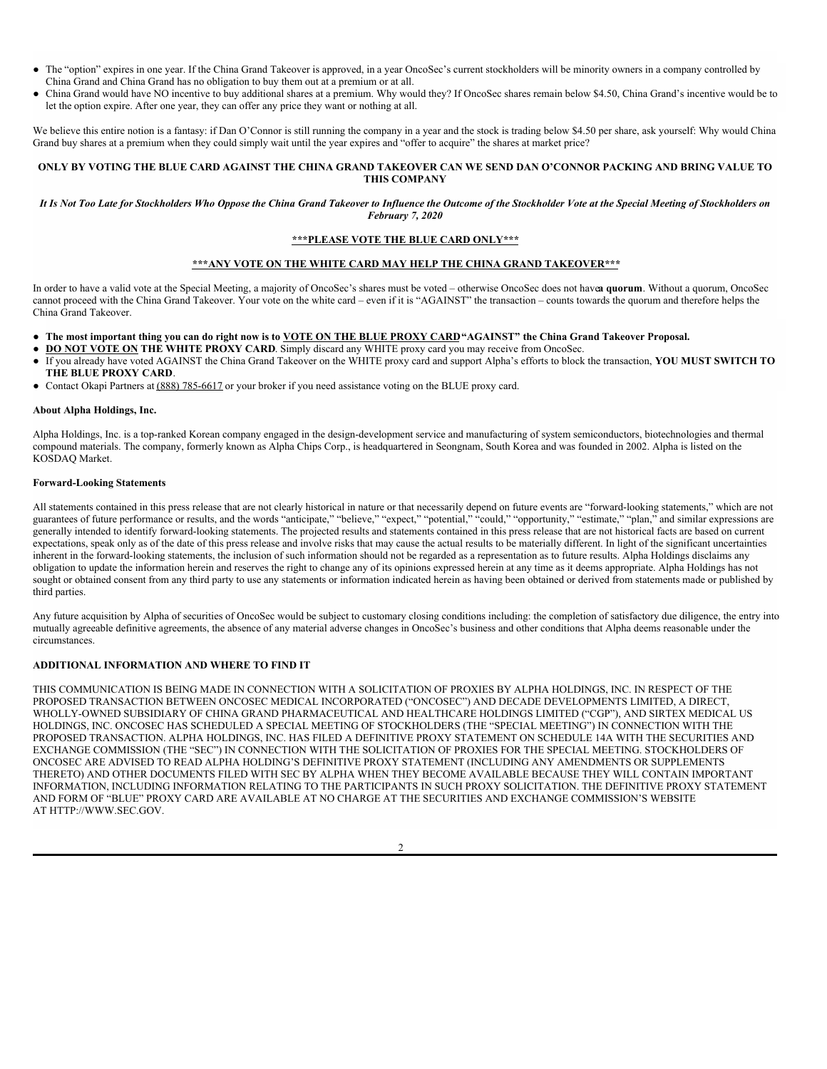- The "option" expires in one year. If the China Grand Takeover is approved, in a year OncoSec's current stockholders will be minority owners in a company controlled by China Grand and China Grand has no obligation to buy them out at a premium or at all.
- China Grand would have NO incentive to buy additional shares at a premium. Why would they? If OncoSec shares remain below $4.50, China Grand's incentive would be to let the option expire. After one year, they can offer any price they want or nothing at all.

We believe this entire notion is a fantasy: if Dan O'Connor is still running the company in a year and the stock is trading below $4.50 per share, ask yourself: Why would China Grand buy shares at a premium when they could simply wait until the year expires and "offer to acquire" the shares at market price?

**ONLY BY VOTING THE BLUE CARD AGAINST THE CHINA GRAND TAKEOVER CAN WE SEND DAN O'CONNOR PACKING AND BRING VALUE TO THIS COMPANY**

***It Is Not Too Late for Stockholders Who Oppose the China Grand Takeover to Influence the Outcome of the Stockholder Vote at the Special Meeting of Stockholders on February 7, 2020***

**\*\*\*PLEASE VOTE THE BLUE CARD ONLY\*\*\***

**\*\*\*ANY VOTE ON THE WHITE CARD MAY HELP THE CHINA GRAND TAKEOVER\*\*\***

In order to have a valid vote at the Special Meeting, a majority of OncoSec's shares must be voted – otherwise OncoSec does not have **a quorum**. Without a quorum, OncoSec cannot proceed with the China Grand Takeover. Your vote on the white card – even if it is "AGAINST" the transaction – counts towards the quorum and therefore helps the China Grand Takeover.

- **The most important thing you can do right now is to VOTE ON THE BLUE PROXY CARD "AGAINST" the China Grand Takeover Proposal.**
- **DO NOT VOTE ON THE WHITE PROXY CARD**. Simply discard any WHITE proxy card you may receive from OncoSec.
- If you already have voted AGAINST the China Grand Takeover on the WHITE proxy card and support Alpha's efforts to block the transaction, **YOU MUST SWITCH TO THE BLUE PROXY CARD**.
- Contact Okapi Partners at (888) 785-6617 or your broker if you need assistance voting on the BLUE proxy card.

**About Alpha Holdings, Inc.**

Alpha Holdings, Inc. is a top-ranked Korean company engaged in the design-development service and manufacturing of system semiconductors, biotechnologies and thermal compound materials. The company, formerly known as Alpha Chips Corp., is headquartered in Seongnam, South Korea and was founded in 2002. Alpha is listed on the KOSDAQ Market.

**Forward-Looking Statements**

All statements contained in this press release that are not clearly historical in nature or that necessarily depend on future events are "forward-looking statements," which are not guarantees of future performance or results, and the words "anticipate," "believe," "expect," "potential," "could," "opportunity," "estimate," "plan," and similar expressions are generally intended to identify forward-looking statements. The projected results and statements contained in this press release that are not historical facts are based on current expectations, speak only as of the date of this press release and involve risks that may cause the actual results to be materially different. In light of the significant uncertainties inherent in the forward-looking statements, the inclusion of such information should not be regarded as a representation as to future results. Alpha Holdings disclaims any obligation to update the information herein and reserves the right to change any of its opinions expressed herein at any time as it deems appropriate. Alpha Holdings has not sought or obtained consent from any third party to use any statements or information indicated herein as having been obtained or derived from statements made or published by third parties.

Any future acquisition by Alpha of securities of OncoSec would be subject to customary closing conditions including: the completion of satisfactory due diligence, the entry into mutually agreeable definitive agreements, the absence of any material adverse changes in OncoSec's business and other conditions that Alpha deems reasonable under the circumstances.

**ADDITIONAL INFORMATION AND WHERE TO FIND IT**

THIS COMMUNICATION IS BEING MADE IN CONNECTION WITH A SOLICITATION OF PROXIES BY ALPHA HOLDINGS, INC. IN RESPECT OF THE PROPOSED TRANSACTION BETWEEN ONCOSEC MEDICAL INCORPORATED ("ONCOSEC") AND DECADE DEVELOPMENTS LIMITED, A DIRECT, WHOLLY-OWNED SUBSIDIARY OF CHINA GRAND PHARMACEUTICAL AND HEALTHCARE HOLDINGS LIMITED ("CGP"), AND SIRTEX MEDICAL US HOLDINGS, INC. ONCOSEC HAS SCHEDULED A SPECIAL MEETING OF STOCKHOLDERS (THE "SPECIAL MEETING") IN CONNECTION WITH THE PROPOSED TRANSACTION. ALPHA HOLDINGS, INC. HAS FILED A DEFINITIVE PROXY STATEMENT ON SCHEDULE 14A WITH THE SECURITIES AND EXCHANGE COMMISSION (THE "SEC") IN CONNECTION WITH THE SOLICITATION OF PROXIES FOR THE SPECIAL MEETING. STOCKHOLDERS OF ONCOSEC ARE ADVISED TO READ ALPHA HOLDING'S DEFINITIVE PROXY STATEMENT (INCLUDING ANY AMENDMENTS OR SUPPLEMENTS THERETO) AND OTHER DOCUMENTS FILED WITH SEC BY ALPHA WHEN THEY BECOME AVAILABLE BECAUSE THEY WILL CONTAIN IMPORTANT INFORMATION, INCLUDING INFORMATION RELATING TO THE PARTICIPANTS IN SUCH PROXY SOLICITATION. THE DEFINITIVE PROXY STATEMENT AND FORM OF "BLUE" PROXY CARD ARE AVAILABLE AT NO CHARGE AT THE SECURITIES AND EXCHANGE COMMISSION'S WEBSITE AT HTTP://WWW.SEC.GOV.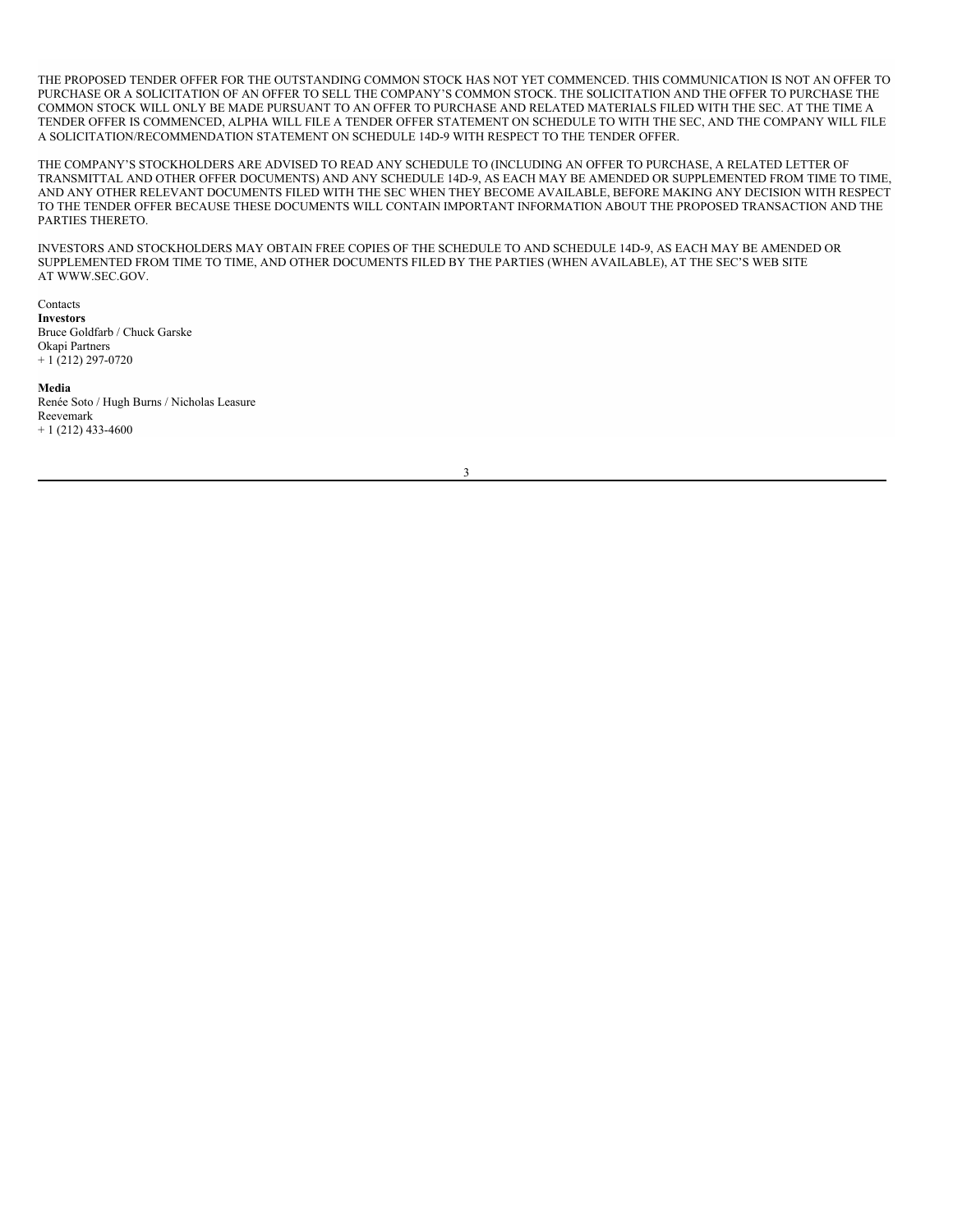THE PROPOSED TENDER OFFER FOR THE OUTSTANDING COMMON STOCK HAS NOT YET COMMENCED. THIS COMMUNICATION IS NOT AN OFFER TO PURCHASE OR A SOLICITATION OF AN OFFER TO SELL THE COMPANY'S COMMON STOCK. THE SOLICITATION AND THE OFFER TO PURCHASE THE COMMON STOCK WILL ONLY BE MADE PURSUANT TO AN OFFER TO PURCHASE AND RELATED MATERIALS FILED WITH THE SEC. AT THE TIME A TENDER OFFER IS COMMENCED, ALPHA WILL FILE A TENDER OFFER STATEMENT ON SCHEDULE TO WITH THE SEC, AND THE COMPANY WILL FILE A SOLICITATION/RECOMMENDATION STATEMENT ON SCHEDULE 14D-9 WITH RESPECT TO THE TENDER OFFER.

THE COMPANY'S STOCKHOLDERS ARE ADVISED TO READ ANY SCHEDULE TO (INCLUDING AN OFFER TO PURCHASE, A RELATED LETTER OF TRANSMITTAL AND OTHER OFFER DOCUMENTS) AND ANY SCHEDULE 14D-9, AS EACH MAY BE AMENDED OR SUPPLEMENTED FROM TIME TO TIME, AND ANY OTHER RELEVANT DOCUMENTS FILED WITH THE SEC WHEN THEY BECOME AVAILABLE, BEFORE MAKING ANY DECISION WITH RESPECT TO THE TENDER OFFER BECAUSE THESE DOCUMENTS WILL CONTAIN IMPORTANT INFORMATION ABOUT THE PROPOSED TRANSACTION AND THE PARTIES THERETO.

INVESTORS AND STOCKHOLDERS MAY OBTAIN FREE COPIES OF THE SCHEDULE TO AND SCHEDULE 14D-9, AS EACH MAY BE AMENDED OR SUPPLEMENTED FROM TIME TO TIME, AND OTHER DOCUMENTS FILED BY THE PARTIES (WHEN AVAILABLE), AT THE SEC'S WEB SITE AT WWW.SEC.GOV.

Contacts
**Investors**
Bruce Goldfarb / Chuck Garske
Okapi Partners
+ 1 (212) 297-0720

**Media**
Renée Soto / Hugh Burns / Nicholas Leasure
Reevemark
+ 1 (212) 433-4600